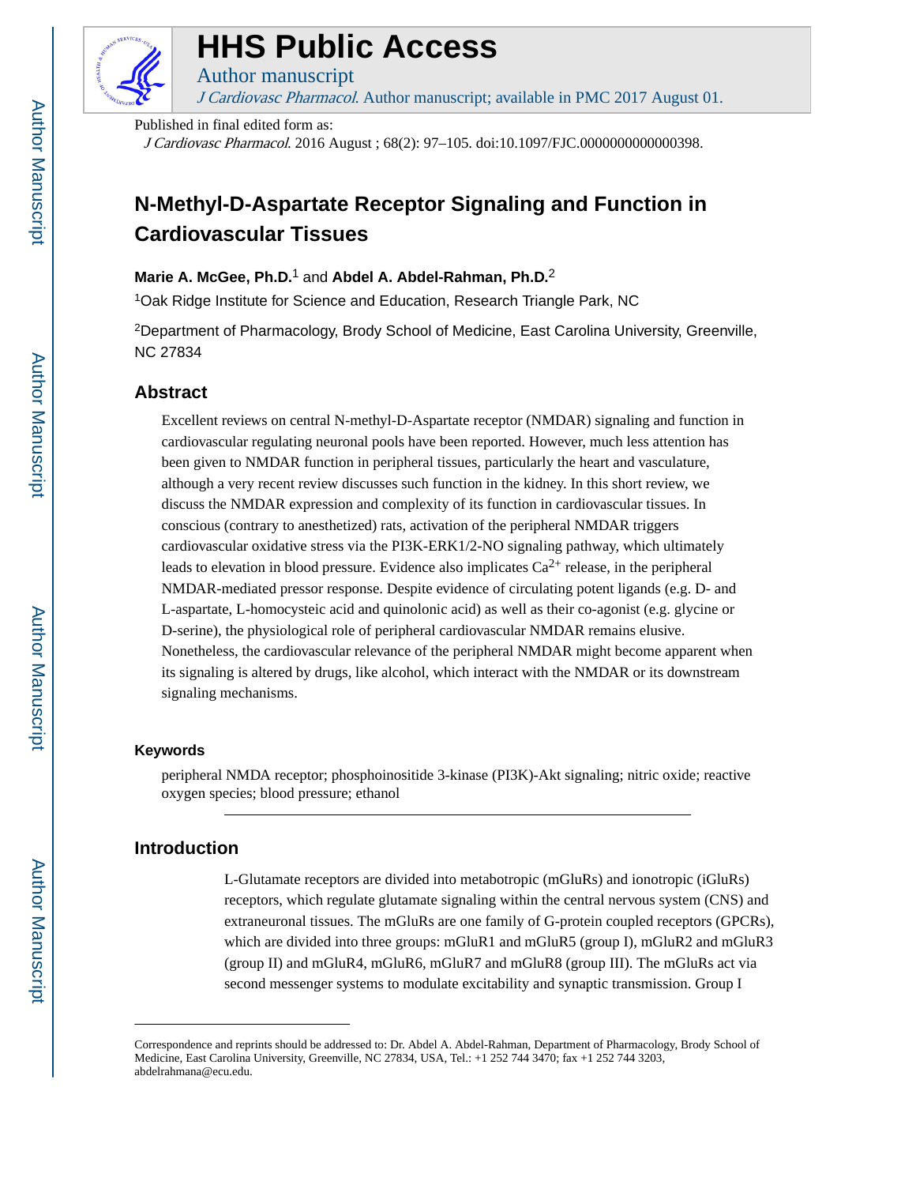# HHS Public Access

Author manuscript

*J Cardiovasc Pharmacol*. Author manuscript; available in PMC 2017 August 01.

Published in final edited form as:

*J Cardiovasc Pharmacol*. 2016 August ; 68(2): 97–105. doi:10.1097/FJC.0000000000000398.

## N-Methyl-D-Aspartate Receptor Signaling and Function in Cardiovascular Tissues

**Marie A. McGee, Ph.D.**[1] and **Abdel A. Abdel-Rahman, Ph.D.**[2]

[1]Oak Ridge Institute for Science and Education, Research Triangle Park, NC

[2]Department of Pharmacology, Brody School of Medicine, East Carolina University, Greenville, NC 27834

## Abstract

Excellent reviews on central N-methyl-D-Aspartate receptor (NMDAR) signaling and function in cardiovascular regulating neuronal pools have been reported. However, much less attention has been given to NMDAR function in peripheral tissues, particularly the heart and vasculature, although a very recent review discusses such function in the kidney. In this short review, we discuss the NMDAR expression and complexity of its function in cardiovascular tissues. In conscious (contrary to anesthetized) rats, activation of the peripheral NMDAR triggers cardiovascular oxidative stress via the PI3K-ERK1/2-NO signaling pathway, which ultimately leads to elevation in blood pressure. Evidence also implicates $Ca^{2+}$ release, in the peripheral NMDAR-mediated pressor response. Despite evidence of circulating potent ligands (e.g. D- and L-aspartate, L-homocysteic acid and quinolonic acid) as well as their co-agonist (e.g. glycine or D-serine), the physiological role of peripheral cardiovascular NMDAR remains elusive. Nonetheless, the cardiovascular relevance of the peripheral NMDAR might become apparent when its signaling is altered by drugs, like alcohol, which interact with the NMDAR or its downstream signaling mechanisms.

### Keywords

peripheral NMDA receptor; phosphoinositide 3-kinase (PI3K)-Akt signaling; nitric oxide; reactive oxygen species; blood pressure; ethanol

## Introduction

L-Glutamate receptors are divided into metabotropic (mGluRs) and ionotropic (iGluRs) receptors, which regulate glutamate signaling within the central nervous system (CNS) and extraneuronal tissues. The mGluRs are one family of G-protein coupled receptors (GPCRs), which are divided into three groups: mGluR1 and mGluR5 (group I), mGluR2 and mGluR3 (group II) and mGluR4, mGluR6, mGluR7 and mGluR8 (group III). The mGluRs act via second messenger systems to modulate excitability and synaptic transmission. Group I

Correspondence and reprints should be addressed to: Dr. Abdel A. Abdel-Rahman, Department of Pharmacology, Brody School of Medicine, East Carolina University, Greenville, NC 27834, USA, Tel.: +1 252 744 3470; fax +1 252 744 3203, abdelrahmana@ecu.edu.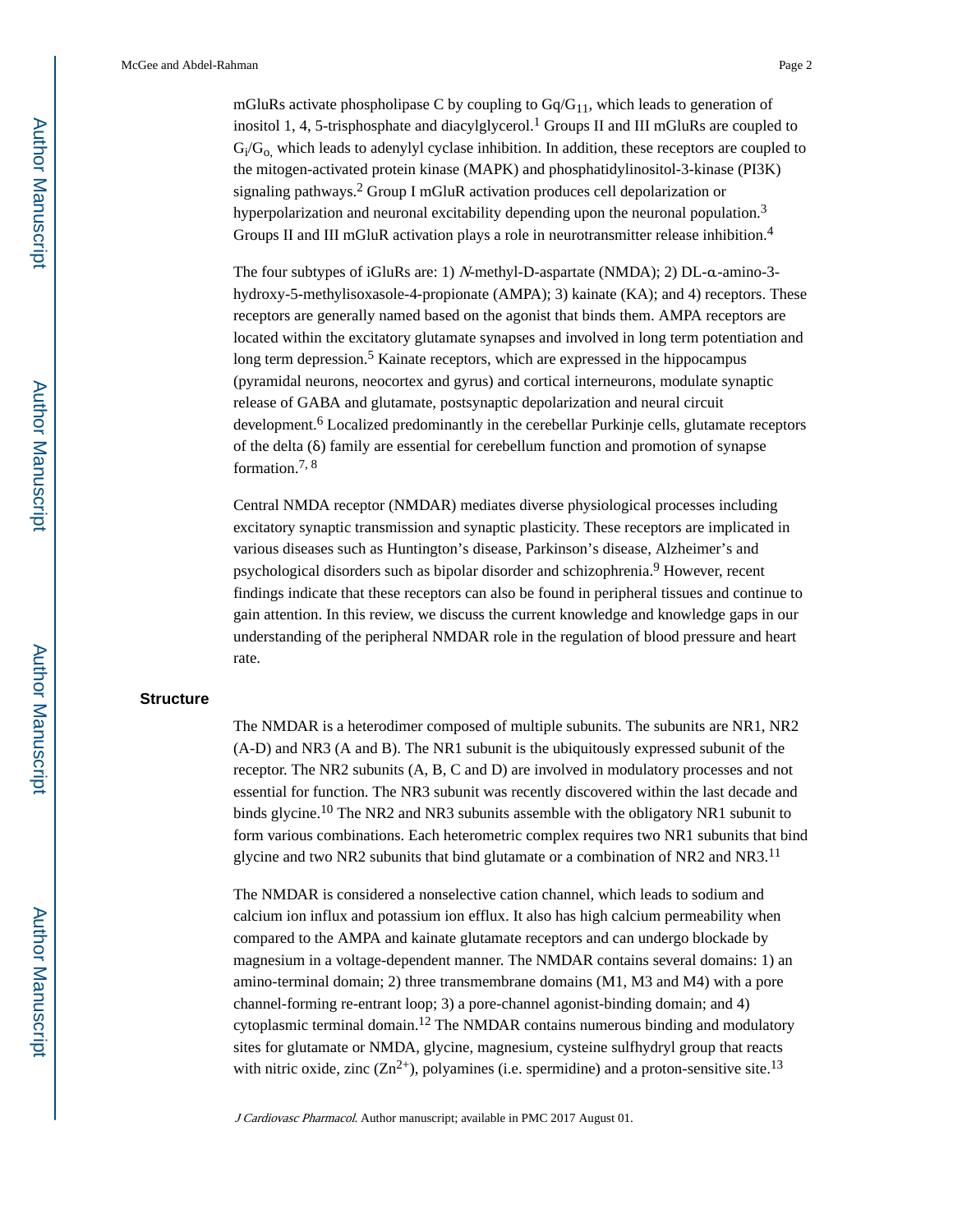mGluRs activate phospholipase C by coupling to $Gq/G_{11}$, which leads to generation of inositol 1, 4, 5-trisphosphate and diacylglycerol.[1] Groups II and III mGluRs are coupled to $G_i/G_o$, which leads to adenylyl cyclase inhibition. In addition, these receptors are coupled to the mitogen-activated protein kinase (MAPK) and phosphatidylinositol-3-kinase (PI3K) signaling pathways.[2] Group I mGluR activation produces cell depolarization or hyperpolarization and neuronal excitability depending upon the neuronal population.[3] Groups II and III mGluR activation plays a role in neurotransmitter release inhibition.[4]

The four subtypes of iGluRs are: 1) *N*-methyl-D-aspartate (NMDA); 2) DL-α-amino-3-hydroxy-5-methylisoxasole-4-propionate (AMPA); 3) kainate (KA); and 4) receptors. These receptors are generally named based on the agonist that binds them. AMPA receptors are located within the excitatory glutamate synapses and involved in long term potentiation and long term depression.[5] Kainate receptors, which are expressed in the hippocampus (pyramidal neurons, neocortex and gyrus) and cortical interneurons, modulate synaptic release of GABA and glutamate, postsynaptic depolarization and neural circuit development.[6] Localized predominantly in the cerebellar Purkinje cells, glutamate receptors of the delta (δ) family are essential for cerebellum function and promotion of synapse formation.[7, 8]

Central NMDA receptor (NMDAR) mediates diverse physiological processes including excitatory synaptic transmission and synaptic plasticity. These receptors are implicated in various diseases such as Huntington's disease, Parkinson's disease, Alzheimer's and psychological disorders such as bipolar disorder and schizophrenia.[9] However, recent findings indicate that these receptors can also be found in peripheral tissues and continue to gain attention. In this review, we discuss the current knowledge and knowledge gaps in our understanding of the peripheral NMDAR role in the regulation of blood pressure and heart rate.

## Structure

The NMDAR is a heterodimer composed of multiple subunits. The subunits are NR1, NR2 (A-D) and NR3 (A and B). The NR1 subunit is the ubiquitously expressed subunit of the receptor. The NR2 subunits (A, B, C and D) are involved in modulatory processes and not essential for function. The NR3 subunit was recently discovered within the last decade and binds glycine.[10] The NR2 and NR3 subunits assemble with the obligatory NR1 subunit to form various combinations. Each heterometric complex requires two NR1 subunits that bind glycine and two NR2 subunits that bind glutamate or a combination of NR2 and NR3.[11]

The NMDAR is considered a nonselective cation channel, which leads to sodium and calcium ion influx and potassium ion efflux. It also has high calcium permeability when compared to the AMPA and kainate glutamate receptors and can undergo blockade by magnesium in a voltage-dependent manner. The NMDAR contains several domains: 1) an amino-terminal domain; 2) three transmembrane domains (M1, M3 and M4) with a pore channel-forming re-entrant loop; 3) a pore-channel agonist-binding domain; and 4) cytoplasmic terminal domain.[12] The NMDAR contains numerous binding and modulatory sites for glutamate or NMDA, glycine, magnesium, cysteine sulfhydryl group that reacts with nitric oxide, zinc ($Zn^{2+}$), polyamines (i.e. spermidine) and a proton-sensitive site.[13]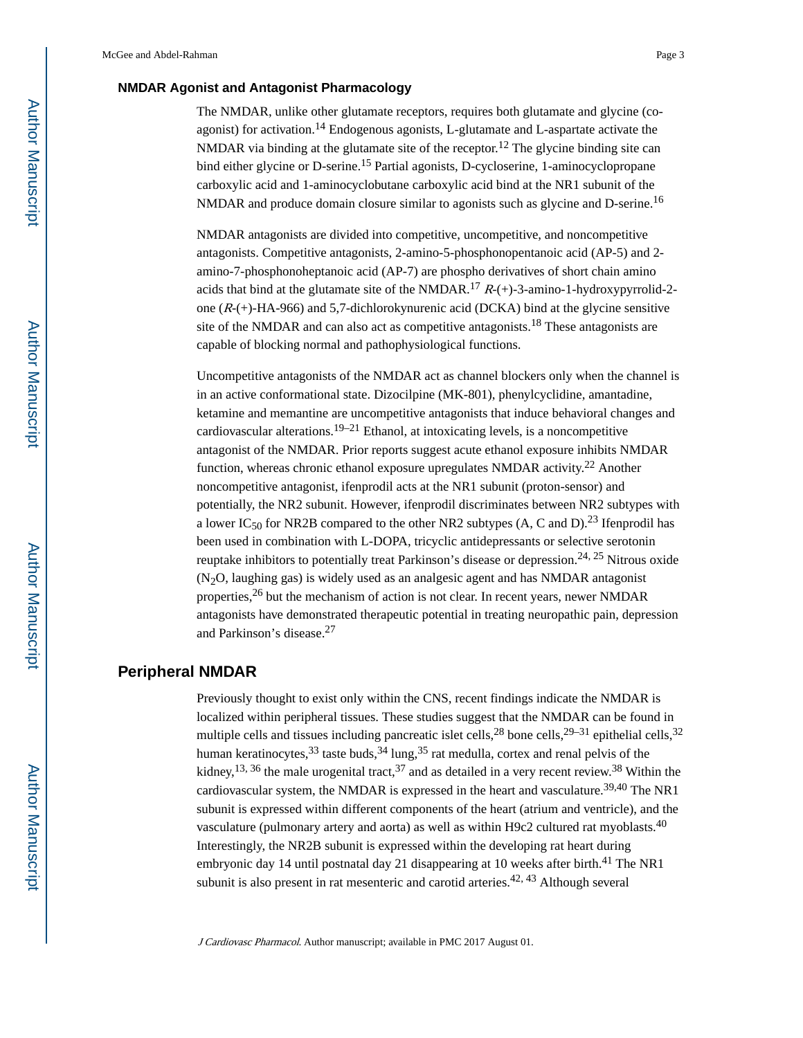### NMDAR Agonist and Antagonist Pharmacology

The NMDAR, unlike other glutamate receptors, requires both glutamate and glycine (co-agonist) for activation.[14] Endogenous agonists, L-glutamate and L-aspartate activate the NMDAR via binding at the glutamate site of the receptor.[12] The glycine binding site can bind either glycine or D-serine.[15] Partial agonists, D-cycloserine, 1-aminocyclopropane carboxylic acid and 1-aminocyclobutane carboxylic acid bind at the NR1 subunit of the NMDAR and produce domain closure similar to agonists such as glycine and D-serine.[16]

NMDAR antagonists are divided into competitive, uncompetitive, and noncompetitive antagonists. Competitive antagonists, 2-amino-5-phosphonopentanoic acid (AP-5) and 2-amino-7-phosphonoheptanoic acid (AP-7) are phospho derivatives of short chain amino acids that bind at the glutamate site of the NMDAR.[17] *R*-(+)-3-amino-1-hydroxypyrrolid-2-one (*R*-(+)-HA-966) and 5,7-dichlorokynurenic acid (DCKA) bind at the glycine sensitive site of the NMDAR and can also act as competitive antagonists.[18] These antagonists are capable of blocking normal and pathophysiological functions.

Uncompetitive antagonists of the NMDAR act as channel blockers only when the channel is in an active conformational state. Dizocilpine (MK-801), phenylcyclidine, amantadine, ketamine and memantine are uncompetitive antagonists that induce behavioral changes and cardiovascular alterations.[19–21] Ethanol, at intoxicating levels, is a noncompetitive antagonist of the NMDAR. Prior reports suggest acute ethanol exposure inhibits NMDAR function, whereas chronic ethanol exposure upregulates NMDAR activity.[22] Another noncompetitive antagonist, ifenprodil acts at the NR1 subunit (proton-sensor) and potentially, the NR2 subunit. However, ifenprodil discriminates between NR2 subtypes with a lower $IC_{50}$ for NR2B compared to the other NR2 subtypes (A, C and D).[23] Ifenprodil has been used in combination with L-DOPA, tricyclic antidepressants or selective serotonin reuptake inhibitors to potentially treat Parkinson's disease or depression.[24, 25] Nitrous oxide ($N_2O$, laughing gas) is widely used as an analgesic agent and has NMDAR antagonist properties,[26] but the mechanism of action is not clear. In recent years, newer NMDAR antagonists have demonstrated therapeutic potential in treating neuropathic pain, depression and Parkinson's disease.[27]

## Peripheral NMDAR

Previously thought to exist only within the CNS, recent findings indicate the NMDAR is localized within peripheral tissues. These studies suggest that the NMDAR can be found in multiple cells and tissues including pancreatic islet cells,[28] bone cells,[29–31] epithelial cells,[32] human keratinocytes,[33] taste buds,[34] lung,[35] rat medulla, cortex and renal pelvis of the kidney,[13, 36] the male urogenital tract,[37] and as detailed in a very recent review.[38] Within the cardiovascular system, the NMDAR is expressed in the heart and vasculature.[39,40] The NR1 subunit is expressed within different components of the heart (atrium and ventricle), and the vasculature (pulmonary artery and aorta) as well as within H9c2 cultured rat myoblasts.[40] Interestingly, the NR2B subunit is expressed within the developing rat heart during embryonic day 14 until postnatal day 21 disappearing at 10 weeks after birth.[41] The NR1 subunit is also present in rat mesenteric and carotid arteries.[42, 43] Although several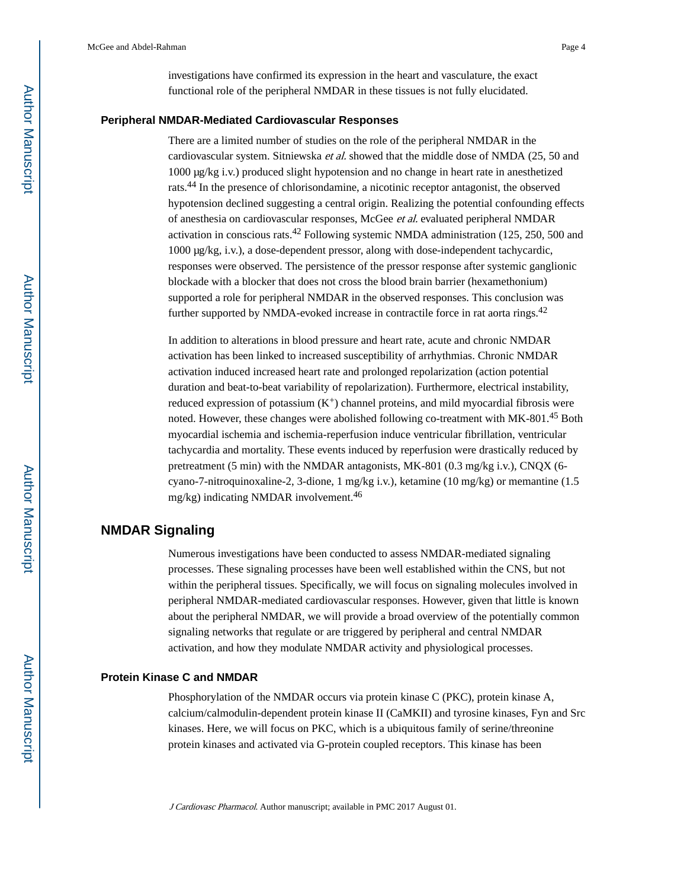investigations have confirmed its expression in the heart and vasculature, the exact functional role of the peripheral NMDAR in these tissues is not fully elucidated.

### Peripheral NMDAR-Mediated Cardiovascular Responses

There are a limited number of studies on the role of the peripheral NMDAR in the cardiovascular system. Sitniewska *et al.* showed that the middle dose of NMDA (25, 50 and 1000 μg/kg i.v.) produced slight hypotension and no change in heart rate in anesthetized rats.[44] In the presence of chlorisondamine, a nicotinic receptor antagonist, the observed hypotension declined suggesting a central origin. Realizing the potential confounding effects of anesthesia on cardiovascular responses, McGee *et al.* evaluated peripheral NMDAR activation in conscious rats.[42] Following systemic NMDA administration (125, 250, 500 and 1000 μg/kg, i.v.), a dose-dependent pressor, along with dose-independent tachycardic, responses were observed. The persistence of the pressor response after systemic ganglionic blockade with a blocker that does not cross the blood brain barrier (hexamethonium) supported a role for peripheral NMDAR in the observed responses. This conclusion was further supported by NMDA-evoked increase in contractile force in rat aorta rings.[42]

In addition to alterations in blood pressure and heart rate, acute and chronic NMDAR activation has been linked to increased susceptibility of arrhythmias. Chronic NMDAR activation induced increased heart rate and prolonged repolarization (action potential duration and beat-to-beat variability of repolarization). Furthermore, electrical instability, reduced expression of potassium ($K^+$) channel proteins, and mild myocardial fibrosis were noted. However, these changes were abolished following co-treatment with MK-801.[45] Both myocardial ischemia and ischemia-reperfusion induce ventricular fibrillation, ventricular tachycardia and mortality. These events induced by reperfusion were drastically reduced by pretreatment (5 min) with the NMDAR antagonists, MK-801 (0.3 mg/kg i.v.), CNQX (6-cyano-7-nitroquinoxaline-2, 3-dione, 1 mg/kg i.v.), ketamine (10 mg/kg) or memantine (1.5 mg/kg) indicating NMDAR involvement.[46]

## NMDAR Signaling

Numerous investigations have been conducted to assess NMDAR-mediated signaling processes. These signaling processes have been well established within the CNS, but not within the peripheral tissues. Specifically, we will focus on signaling molecules involved in peripheral NMDAR-mediated cardiovascular responses. However, given that little is known about the peripheral NMDAR, we will provide a broad overview of the potentially common signaling networks that regulate or are triggered by peripheral and central NMDAR activation, and how they modulate NMDAR activity and physiological processes.

### Protein Kinase C and NMDAR

Phosphorylation of the NMDAR occurs via protein kinase C (PKC), protein kinase A, calcium/calmodulin-dependent protein kinase II (CaMKII) and tyrosine kinases, Fyn and Src kinases. Here, we will focus on PKC, which is a ubiquitous family of serine/threonine protein kinases and activated via G-protein coupled receptors. This kinase has been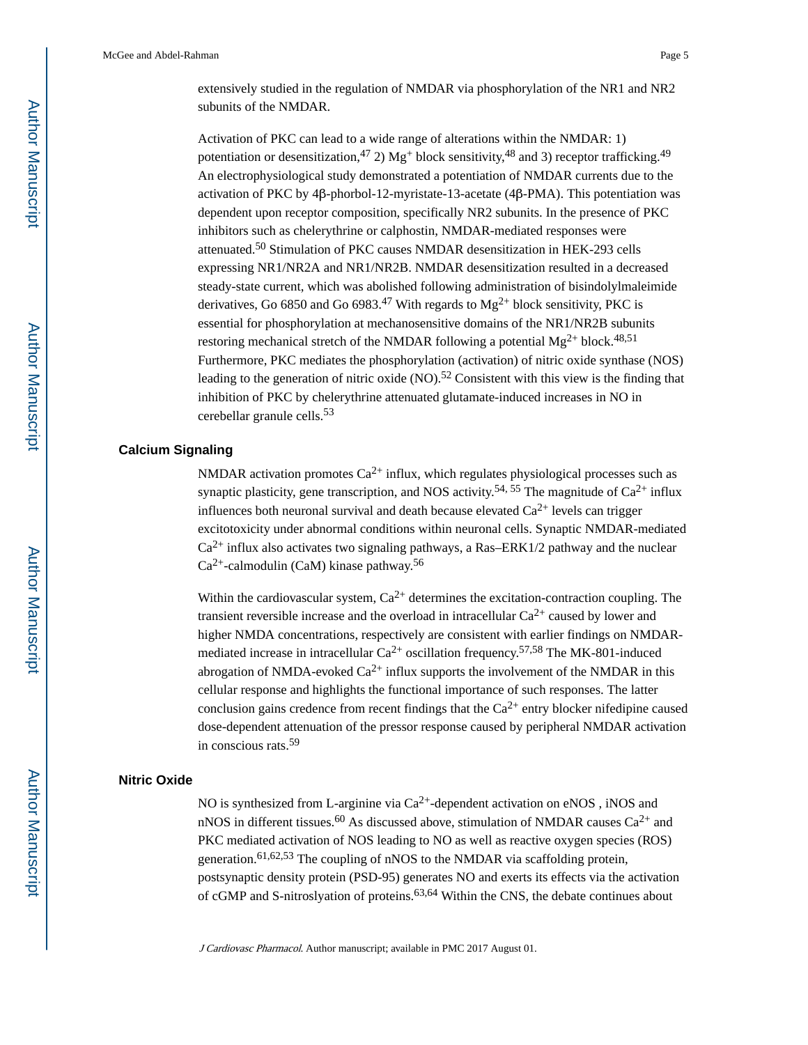extensively studied in the regulation of NMDAR via phosphorylation of the NR1 and NR2 subunits of the NMDAR.

Activation of PKC can lead to a wide range of alterations within the NMDAR: 1) potentiation or desensitization,[47] 2) $Mg^{+}$ block sensitivity,[48] and 3) receptor trafficking.[49] An electrophysiological study demonstrated a potentiation of NMDAR currents due to the activation of PKC by 4β-phorbol-12-myristate-13-acetate (4β-PMA). This potentiation was dependent upon receptor composition, specifically NR2 subunits. In the presence of PKC inhibitors such as chelerythrine or calphostin, NMDAR-mediated responses were attenuated.[50] Stimulation of PKC causes NMDAR desensitization in HEK-293 cells expressing NR1/NR2A and NR1/NR2B. NMDAR desensitization resulted in a decreased steady-state current, which was abolished following administration of bisindolylmaleimide derivatives, Go 6850 and Go 6983.[47] With regards to $Mg^{2+}$ block sensitivity, PKC is essential for phosphorylation at mechanosensitive domains of the NR1/NR2B subunits restoring mechanical stretch of the NMDAR following a potential $Mg^{2+}$ block.[48,51] Furthermore, PKC mediates the phosphorylation (activation) of nitric oxide synthase (NOS) leading to the generation of nitric oxide (NO).[52] Consistent with this view is the finding that inhibition of PKC by chelerythrine attenuated glutamate-induced increases in NO in cerebellar granule cells.[53]

### Calcium Signaling

NMDAR activation promotes $Ca^{2+}$ influx, which regulates physiological processes such as synaptic plasticity, gene transcription, and NOS activity.[54, 55] The magnitude of $Ca^{2+}$ influx influences both neuronal survival and death because elevated $Ca^{2+}$ levels can trigger excitotoxicity under abnormal conditions within neuronal cells. Synaptic NMDAR-mediated $Ca^{2+}$ influx also activates two signaling pathways, a Ras–ERK1/2 pathway and the nuclear $Ca^{2+}$-calmodulin (CaM) kinase pathway.[56]

Within the cardiovascular system, $Ca^{2+}$ determines the excitation-contraction coupling. The transient reversible increase and the overload in intracellular $Ca^{2+}$ caused by lower and higher NMDA concentrations, respectively are consistent with earlier findings on NMDAR-mediated increase in intracellular $Ca^{2+}$ oscillation frequency.[57,58] The MK-801-induced abrogation of NMDA-evoked $Ca^{2+}$ influx supports the involvement of the NMDAR in this cellular response and highlights the functional importance of such responses. The latter conclusion gains credence from recent findings that the $Ca^{2+}$ entry blocker nifedipine caused dose-dependent attenuation of the pressor response caused by peripheral NMDAR activation in conscious rats.[59]

### Nitric Oxide

NO is synthesized from L-arginine via $Ca^{2+}$-dependent activation on eNOS , iNOS and nNOS in different tissues.[60] As discussed above, stimulation of NMDAR causes $Ca^{2+}$ and PKC mediated activation of NOS leading to NO as well as reactive oxygen species (ROS) generation.[61,62,53] The coupling of nNOS to the NMDAR via scaffolding protein, postsynaptic density protein (PSD-95) generates NO and exerts its effects via the activation of cGMP and S-nitroslyation of proteins.[63,64] Within the CNS, the debate continues about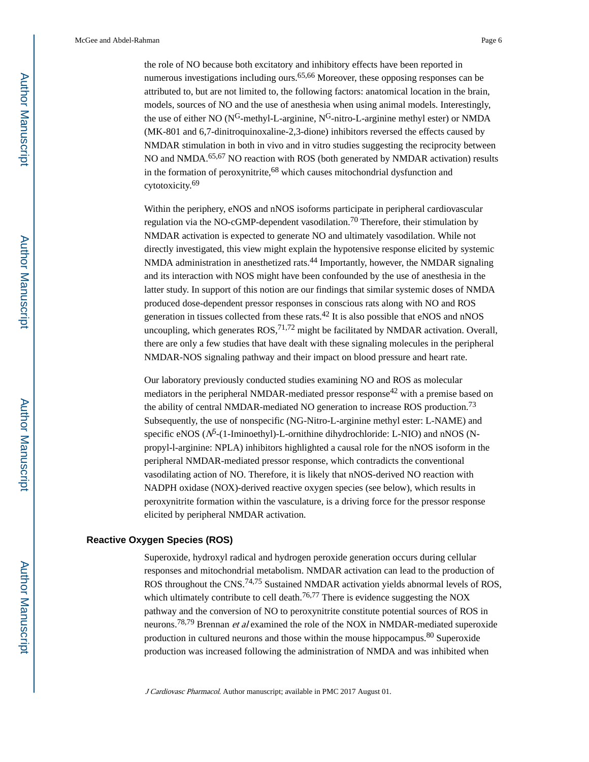the role of NO because both excitatory and inhibitory effects have been reported in numerous investigations including ours.[65,66] Moreover, these opposing responses can be attributed to, but are not limited to, the following factors: anatomical location in the brain, models, sources of NO and the use of anesthesia when using animal models. Interestingly, the use of either NO ($N^G$-methyl-L-arginine, $N^G$-nitro-L-arginine methyl ester) or NMDA (MK-801 and 6,7-dinitroquinoxaline-2,3-dione) inhibitors reversed the effects caused by NMDAR stimulation in both in vivo and in vitro studies suggesting the reciprocity between NO and NMDA.[65,67] NO reaction with ROS (both generated by NMDAR activation) results in the formation of peroxynitrite,[68] which causes mitochondrial dysfunction and cytotoxicity.[69]

Within the periphery, eNOS and nNOS isoforms participate in peripheral cardiovascular regulation via the NO-cGMP-dependent vasodilation.[70] Therefore, their stimulation by NMDAR activation is expected to generate NO and ultimately vasodilation. While not directly investigated, this view might explain the hypotensive response elicited by systemic NMDA administration in anesthetized rats.[44] Importantly, however, the NMDAR signaling and its interaction with NOS might have been confounded by the use of anesthesia in the latter study. In support of this notion are our findings that similar systemic doses of NMDA produced dose-dependent pressor responses in conscious rats along with NO and ROS generation in tissues collected from these rats.[42] It is also possible that eNOS and nNOS uncoupling, which generates ROS,[71,72] might be facilitated by NMDAR activation. Overall, there are only a few studies that have dealt with these signaling molecules in the peripheral NMDAR-NOS signaling pathway and their impact on blood pressure and heart rate.

Our laboratory previously conducted studies examining NO and ROS as molecular mediators in the peripheral NMDAR-mediated pressor response[42] with a premise based on the ability of central NMDAR-mediated NO generation to increase ROS production.[73] Subsequently, the use of nonspecific (NG-Nitro-L-arginine methyl ester: L-NAME) and specific eNOS ($N^5$-(1-Iminoethyl)-L-ornithine dihydrochloride: L-NIO) and nNOS (N-propyl-l-arginine: NPLA) inhibitors highlighted a causal role for the nNOS isoform in the peripheral NMDAR-mediated pressor response, which contradicts the conventional vasodilating action of NO. Therefore, it is likely that nNOS-derived NO reaction with NADPH oxidase (NOX)-derived reactive oxygen species (see below), which results in peroxynitrite formation within the vasculature, is a driving force for the pressor response elicited by peripheral NMDAR activation.

## Reactive Oxygen Species (ROS)

Superoxide, hydroxyl radical and hydrogen peroxide generation occurs during cellular responses and mitochondrial metabolism. NMDAR activation can lead to the production of ROS throughout the CNS.[74,75] Sustained NMDAR activation yields abnormal levels of ROS, which ultimately contribute to cell death.[76,77] There is evidence suggesting the NOX pathway and the conversion of NO to peroxynitrite constitute potential sources of ROS in neurons.[78,79] Brennan *et al* examined the role of the NOX in NMDAR-mediated superoxide production in cultured neurons and those within the mouse hippocampus.[80] Superoxide production was increased following the administration of NMDA and was inhibited when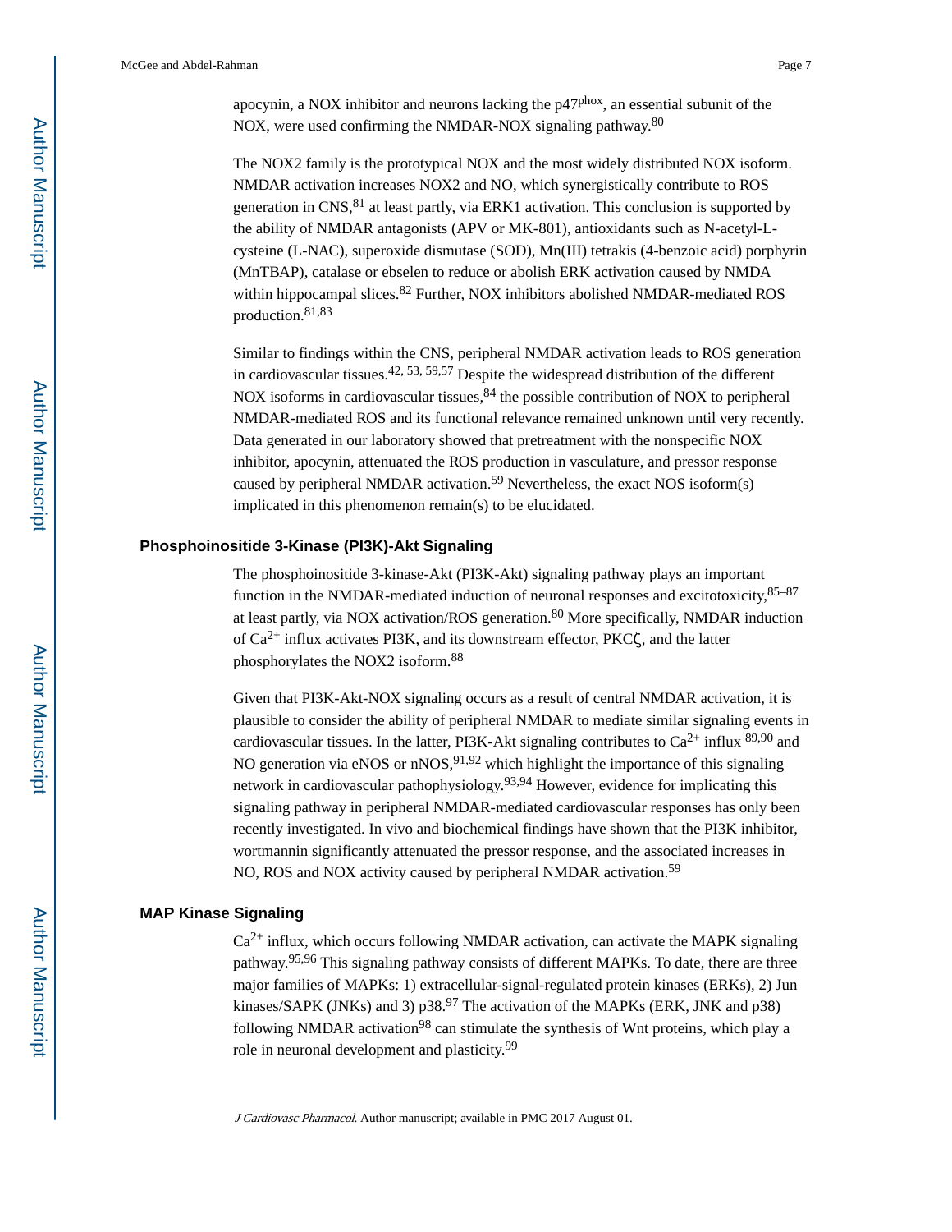apocynin, a NOX inhibitor and neurons lacking the p47$^{phox}$, an essential subunit of the NOX, were used confirming the NMDAR-NOX signaling pathway.[80]

The NOX2 family is the prototypical NOX and the most widely distributed NOX isoform. NMDAR activation increases NOX2 and NO, which synergistically contribute to ROS generation in CNS,[81] at least partly, via ERK1 activation. This conclusion is supported by the ability of NMDAR antagonists (APV or MK-801), antioxidants such as N-acetyl-L-cysteine (L-NAC), superoxide dismutase (SOD), Mn(III) tetrakis (4-benzoic acid) porphyrin (MnTBAP), catalase or ebselen to reduce or abolish ERK activation caused by NMDA within hippocampal slices.[82] Further, NOX inhibitors abolished NMDAR-mediated ROS production.[81,83]

Similar to findings within the CNS, peripheral NMDAR activation leads to ROS generation in cardiovascular tissues.[42, 53, 59,57] Despite the widespread distribution of the different NOX isoforms in cardiovascular tissues,[84] the possible contribution of NOX to peripheral NMDAR-mediated ROS and its functional relevance remained unknown until very recently. Data generated in our laboratory showed that pretreatment with the nonspecific NOX inhibitor, apocynin, attenuated the ROS production in vasculature, and pressor response caused by peripheral NMDAR activation.[59] Nevertheless, the exact NOS isoform(s) implicated in this phenomenon remain(s) to be elucidated.

## Phosphoinositide 3-Kinase (PI3K)-Akt Signaling

The phosphoinositide 3-kinase-Akt (PI3K-Akt) signaling pathway plays an important function in the NMDAR-mediated induction of neuronal responses and excitotoxicity,[85–87] at least partly, via NOX activation/ROS generation.[80] More specifically, NMDAR induction of $Ca^{2+}$ influx activates PI3K, and its downstream effector, PKCζ, and the latter phosphorylates the NOX2 isoform.[88]

Given that PI3K-Akt-NOX signaling occurs as a result of central NMDAR activation, it is plausible to consider the ability of peripheral NMDAR to mediate similar signaling events in cardiovascular tissues. In the latter, PI3K-Akt signaling contributes to $Ca^{2+}$ influx [89,90] and NO generation via eNOS or nNOS,[91,92] which highlight the importance of this signaling network in cardiovascular pathophysiology.[93,94] However, evidence for implicating this signaling pathway in peripheral NMDAR-mediated cardiovascular responses has only been recently investigated. In vivo and biochemical findings have shown that the PI3K inhibitor, wortmannin significantly attenuated the pressor response, and the associated increases in NO, ROS and NOX activity caused by peripheral NMDAR activation.[59]

## MAP Kinase Signaling

$Ca^{2+}$ influx, which occurs following NMDAR activation, can activate the MAPK signaling pathway.[95,96] This signaling pathway consists of different MAPKs. To date, there are three major families of MAPKs: 1) extracellular-signal-regulated protein kinases (ERKs), 2) Jun kinases/SAPK (JNKs) and 3) p38.[97] The activation of the MAPKs (ERK, JNK and p38) following NMDAR activation[98] can stimulate the synthesis of Wnt proteins, which play a role in neuronal development and plasticity.[99]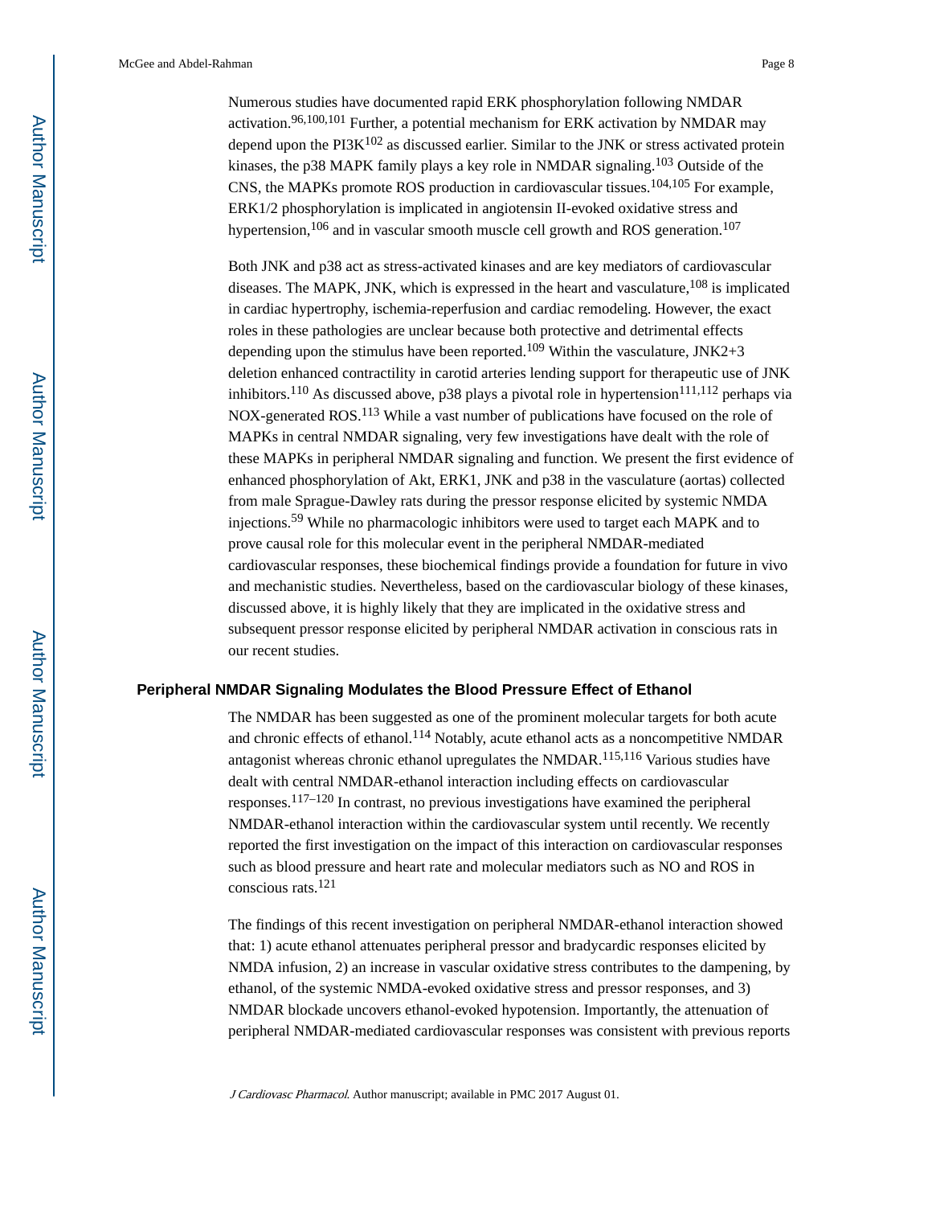Numerous studies have documented rapid ERK phosphorylation following NMDAR activation.[96,100,101] Further, a potential mechanism for ERK activation by NMDAR may depend upon the PI3K[102] as discussed earlier. Similar to the JNK or stress activated protein kinases, the p38 MAPK family plays a key role in NMDAR signaling.[103] Outside of the CNS, the MAPKs promote ROS production in cardiovascular tissues.[104,105] For example, ERK1/2 phosphorylation is implicated in angiotensin II-evoked oxidative stress and hypertension,[106] and in vascular smooth muscle cell growth and ROS generation.[107]

Both JNK and p38 act as stress-activated kinases and are key mediators of cardiovascular diseases. The MAPK, JNK, which is expressed in the heart and vasculature,[108] is implicated in cardiac hypertrophy, ischemia-reperfusion and cardiac remodeling. However, the exact roles in these pathologies are unclear because both protective and detrimental effects depending upon the stimulus have been reported.[109] Within the vasculature, JNK2+3 deletion enhanced contractility in carotid arteries lending support for therapeutic use of JNK inhibitors.[110] As discussed above, p38 plays a pivotal role in hypertension[111,112] perhaps via NOX-generated ROS.[113] While a vast number of publications have focused on the role of MAPKs in central NMDAR signaling, very few investigations have dealt with the role of these MAPKs in peripheral NMDAR signaling and function. We present the first evidence of enhanced phosphorylation of Akt, ERK1, JNK and p38 in the vasculature (aortas) collected from male Sprague-Dawley rats during the pressor response elicited by systemic NMDA injections.[59] While no pharmacologic inhibitors were used to target each MAPK and to prove causal role for this molecular event in the peripheral NMDAR-mediated cardiovascular responses, these biochemical findings provide a foundation for future in vivo and mechanistic studies. Nevertheless, based on the cardiovascular biology of these kinases, discussed above, it is highly likely that they are implicated in the oxidative stress and subsequent pressor response elicited by peripheral NMDAR activation in conscious rats in our recent studies.

## Peripheral NMDAR Signaling Modulates the Blood Pressure Effect of Ethanol

The NMDAR has been suggested as one of the prominent molecular targets for both acute and chronic effects of ethanol.[114] Notably, acute ethanol acts as a noncompetitive NMDAR antagonist whereas chronic ethanol upregulates the NMDAR.[115,116] Various studies have dealt with central NMDAR-ethanol interaction including effects on cardiovascular responses.[117–120] In contrast, no previous investigations have examined the peripheral NMDAR-ethanol interaction within the cardiovascular system until recently. We recently reported the first investigation on the impact of this interaction on cardiovascular responses such as blood pressure and heart rate and molecular mediators such as NO and ROS in conscious rats.[121]

The findings of this recent investigation on peripheral NMDAR-ethanol interaction showed that: 1) acute ethanol attenuates peripheral pressor and bradycardic responses elicited by NMDA infusion, 2) an increase in vascular oxidative stress contributes to the dampening, by ethanol, of the systemic NMDA-evoked oxidative stress and pressor responses, and 3) NMDAR blockade uncovers ethanol-evoked hypotension. Importantly, the attenuation of peripheral NMDAR-mediated cardiovascular responses was consistent with previous reports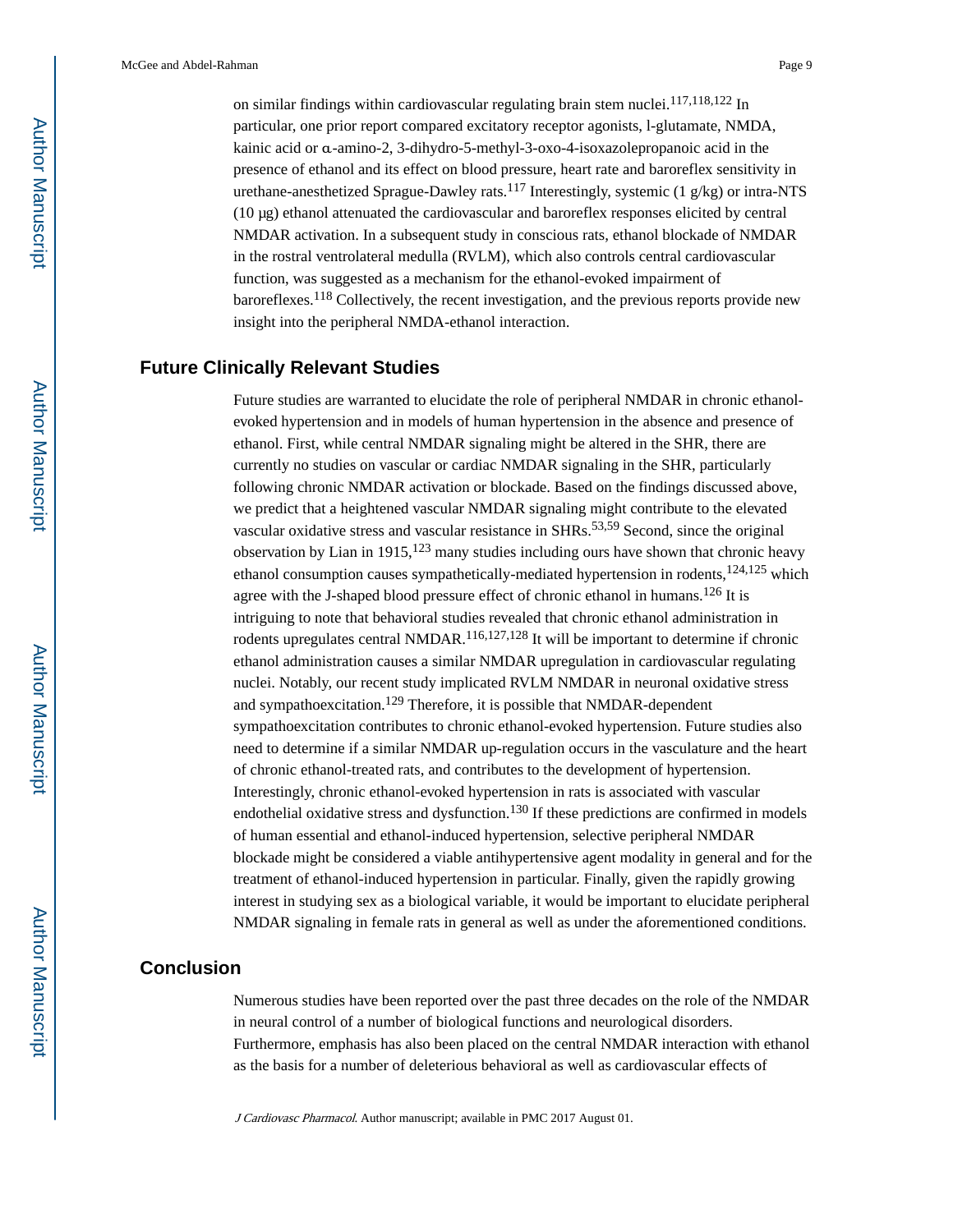on similar findings within cardiovascular regulating brain stem nuclei.[117,118,122] In particular, one prior report compared excitatory receptor agonists, l-glutamate, NMDA, kainic acid or α-amino-2, 3-dihydro-5-methyl-3-oxo-4-isoxazolepropanoic acid in the presence of ethanol and its effect on blood pressure, heart rate and baroreflex sensitivity in urethane-anesthetized Sprague-Dawley rats.[117] Interestingly, systemic (1 g/kg) or intra-NTS (10 μg) ethanol attenuated the cardiovascular and baroreflex responses elicited by central NMDAR activation. In a subsequent study in conscious rats, ethanol blockade of NMDAR in the rostral ventrolateral medulla (RVLM), which also controls central cardiovascular function, was suggested as a mechanism for the ethanol-evoked impairment of baroreflexes.[118] Collectively, the recent investigation, and the previous reports provide new insight into the peripheral NMDA-ethanol interaction.

## Future Clinically Relevant Studies

Future studies are warranted to elucidate the role of peripheral NMDAR in chronic ethanol-evoked hypertension and in models of human hypertension in the absence and presence of ethanol. First, while central NMDAR signaling might be altered in the SHR, there are currently no studies on vascular or cardiac NMDAR signaling in the SHR, particularly following chronic NMDAR activation or blockade. Based on the findings discussed above, we predict that a heightened vascular NMDAR signaling might contribute to the elevated vascular oxidative stress and vascular resistance in SHRs.[53,59] Second, since the original observation by Lian in 1915,[123] many studies including ours have shown that chronic heavy ethanol consumption causes sympathetically-mediated hypertension in rodents,[124,125] which agree with the J-shaped blood pressure effect of chronic ethanol in humans.[126] It is intriguing to note that behavioral studies revealed that chronic ethanol administration in rodents upregulates central NMDAR.[116,127,128] It will be important to determine if chronic ethanol administration causes a similar NMDAR upregulation in cardiovascular regulating nuclei. Notably, our recent study implicated RVLM NMDAR in neuronal oxidative stress and sympathoexcitation.[129] Therefore, it is possible that NMDAR-dependent sympathoexcitation contributes to chronic ethanol-evoked hypertension. Future studies also need to determine if a similar NMDAR up-regulation occurs in the vasculature and the heart of chronic ethanol-treated rats, and contributes to the development of hypertension. Interestingly, chronic ethanol-evoked hypertension in rats is associated with vascular endothelial oxidative stress and dysfunction.[130] If these predictions are confirmed in models of human essential and ethanol-induced hypertension, selective peripheral NMDAR blockade might be considered a viable antihypertensive agent modality in general and for the treatment of ethanol-induced hypertension in particular. Finally, given the rapidly growing interest in studying sex as a biological variable, it would be important to elucidate peripheral NMDAR signaling in female rats in general as well as under the aforementioned conditions.

## Conclusion

Numerous studies have been reported over the past three decades on the role of the NMDAR in neural control of a number of biological functions and neurological disorders. Furthermore, emphasis has also been placed on the central NMDAR interaction with ethanol as the basis for a number of deleterious behavioral as well as cardiovascular effects of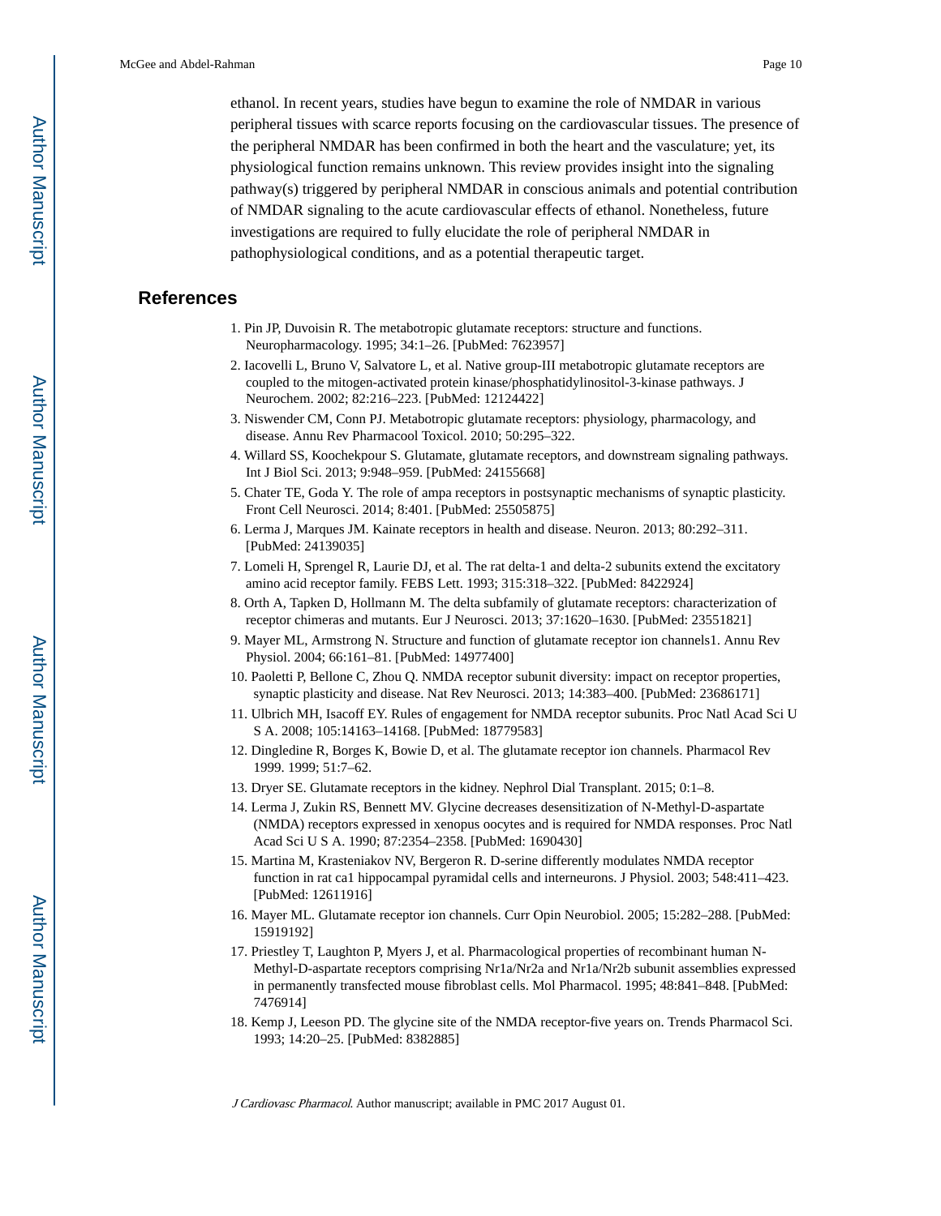ethanol. In recent years, studies have begun to examine the role of NMDAR in various peripheral tissues with scarce reports focusing on the cardiovascular tissues. The presence of the peripheral NMDAR has been confirmed in both the heart and the vasculature; yet, its physiological function remains unknown. This review provides insight into the signaling pathway(s) triggered by peripheral NMDAR in conscious animals and potential contribution of NMDAR signaling to the acute cardiovascular effects of ethanol. Nonetheless, future investigations are required to fully elucidate the role of peripheral NMDAR in pathophysiological conditions, and as a potential therapeutic target.

## References

1. Pin JP, Duvoisin R. The metabotropic glutamate receptors: structure and functions. Neuropharmacology. 1995; 34:1–26. [PubMed: 7623957]
2. Iacovelli L, Bruno V, Salvatore L, et al. Native group-III metabotropic glutamate receptors are coupled to the mitogen-activated protein kinase/phosphatidylinositol-3-kinase pathways. J Neurochem. 2002; 82:216–223. [PubMed: 12124422]
3. Niswender CM, Conn PJ. Metabotropic glutamate receptors: physiology, pharmacology, and disease. Annu Rev Pharmacool Toxicol. 2010; 50:295–322.
4. Willard SS, Koochekpour S. Glutamate, glutamate receptors, and downstream signaling pathways. Int J Biol Sci. 2013; 9:948–959. [PubMed: 24155668]
5. Chater TE, Goda Y. The role of ampa receptors in postsynaptic mechanisms of synaptic plasticity. Front Cell Neurosci. 2014; 8:401. [PubMed: 25505875]
6. Lerma J, Marques JM. Kainate receptors in health and disease. Neuron. 2013; 80:292–311. [PubMed: 24139035]
7. Lomeli H, Sprengel R, Laurie DJ, et al. The rat delta-1 and delta-2 subunits extend the excitatory amino acid receptor family. FEBS Lett. 1993; 315:318–322. [PubMed: 8422924]
8. Orth A, Tapken D, Hollmann M. The delta subfamily of glutamate receptors: characterization of receptor chimeras and mutants. Eur J Neurosci. 2013; 37:1620–1630. [PubMed: 23551821]
9. Mayer ML, Armstrong N. Structure and function of glutamate receptor ion channels1. Annu Rev Physiol. 2004; 66:161–81. [PubMed: 14977400]
10. Paoletti P, Bellone C, Zhou Q. NMDA receptor subunit diversity: impact on receptor properties, synaptic plasticity and disease. Nat Rev Neurosci. 2013; 14:383–400. [PubMed: 23686171]
11. Ulbrich MH, Isacoff EY. Rules of engagement for NMDA receptor subunits. Proc Natl Acad Sci U S A. 2008; 105:14163–14168. [PubMed: 18779583]
12. Dingledine R, Borges K, Bowie D, et al. The glutamate receptor ion channels. Pharmacol Rev 1999. 1999; 51:7–62.
13. Dryer SE. Glutamate receptors in the kidney. Nephrol Dial Transplant. 2015; 0:1–8.
14. Lerma J, Zukin RS, Bennett MV. Glycine decreases desensitization of N-Methyl-D-aspartate (NMDA) receptors expressed in xenopus oocytes and is required for NMDA responses. Proc Natl Acad Sci U S A. 1990; 87:2354–2358. [PubMed: 1690430]
15. Martina M, Krasteniakov NV, Bergeron R. D-serine differently modulates NMDA receptor function in rat ca1 hippocampal pyramidal cells and interneurons. J Physiol. 2003; 548:411–423. [PubMed: 12611916]
16. Mayer ML. Glutamate receptor ion channels. Curr Opin Neurobiol. 2005; 15:282–288. [PubMed: 15919192]
17. Priestley T, Laughton P, Myers J, et al. Pharmacological properties of recombinant human N-Methyl-D-aspartate receptors comprising Nr1a/Nr2a and Nr1a/Nr2b subunit assemblies expressed in permanently transfected mouse fibroblast cells. Mol Pharmacol. 1995; 48:841–848. [PubMed: 7476914]
18. Kemp J, Leeson PD. The glycine site of the NMDA receptor-five years on. Trends Pharmacol Sci. 1993; 14:20–25. [PubMed: 8382885]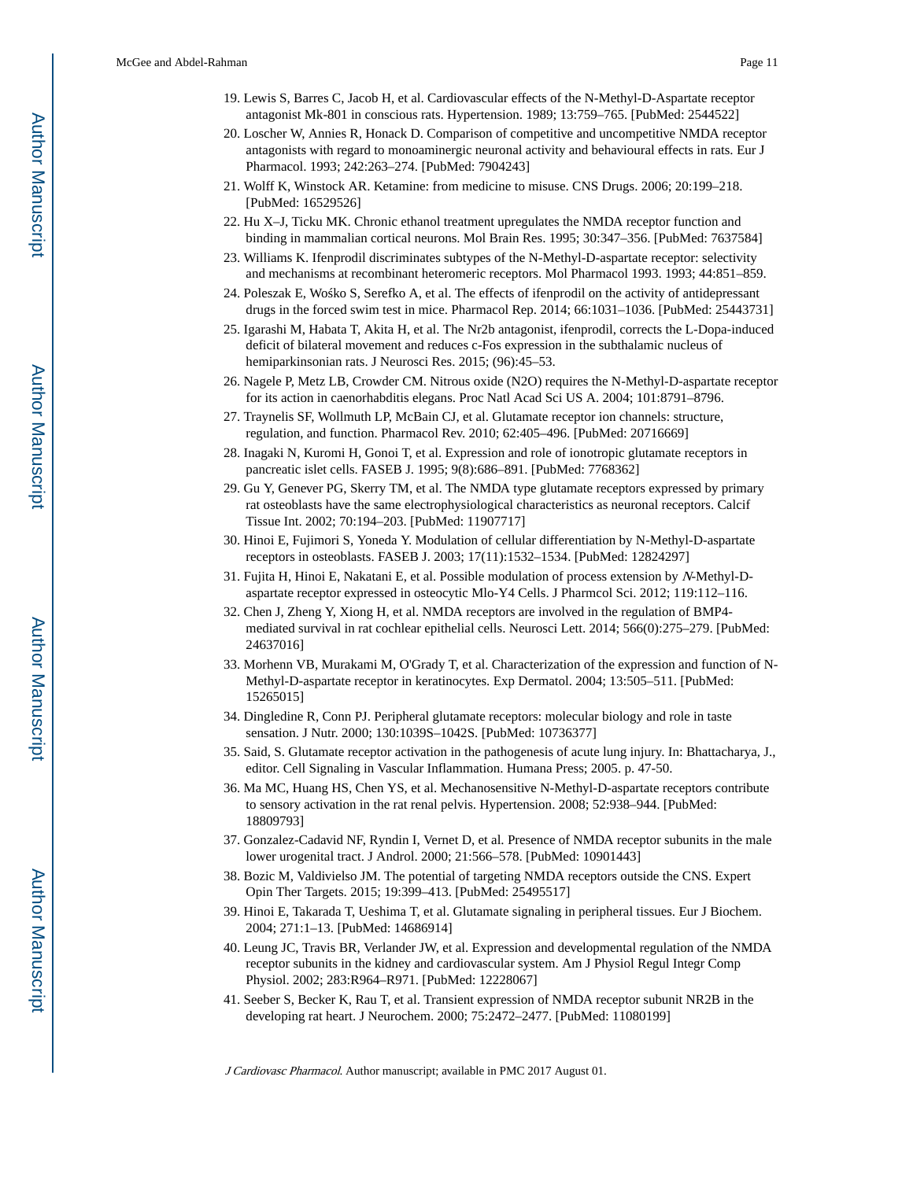19. Lewis S, Barres C, Jacob H, et al. Cardiovascular effects of the N-Methyl-D-Aspartate receptor antagonist Mk-801 in conscious rats. Hypertension. 1989; 13:759–765. [PubMed: 2544522]
20. Loscher W, Annies R, Honack D. Comparison of competitive and uncompetitive NMDA receptor antagonists with regard to monoaminergic neuronal activity and behavioural effects in rats. Eur J Pharmacol. 1993; 242:263–274. [PubMed: 7904243]
21. Wolff K, Winstock AR. Ketamine: from medicine to misuse. CNS Drugs. 2006; 20:199–218. [PubMed: 16529526]
22. Hu X–J, Ticku MK. Chronic ethanol treatment upregulates the NMDA receptor function and binding in mammalian cortical neurons. Mol Brain Res. 1995; 30:347–356. [PubMed: 7637584]
23. Williams K. Ifenprodil discriminates subtypes of the N-Methyl-D-aspartate receptor: selectivity and mechanisms at recombinant heteromeric receptors. Mol Pharmacol 1993. 1993; 44:851–859.
24. Poleszak E, Wośko S, Serefko A, et al. The effects of ifenprodil on the activity of antidepressant drugs in the forced swim test in mice. Pharmacol Rep. 2014; 66:1031–1036. [PubMed: 25443731]
25. Igarashi M, Habata T, Akita H, et al. The Nr2b antagonist, ifenprodil, corrects the L-Dopa-induced deficit of bilateral movement and reduces c-Fos expression in the subthalamic nucleus of hemiparkinsonian rats. J Neurosci Res. 2015; (96):45–53.
26. Nagele P, Metz LB, Crowder CM. Nitrous oxide (N2O) requires the N-Methyl-D-aspartate receptor for its action in caenorhabditis elegans. Proc Natl Acad Sci US A. 2004; 101:8791–8796.
27. Traynelis SF, Wollmuth LP, McBain CJ, et al. Glutamate receptor ion channels: structure, regulation, and function. Pharmacol Rev. 2010; 62:405–496. [PubMed: 20716669]
28. Inagaki N, Kuromi H, Gonoi T, et al. Expression and role of ionotropic glutamate receptors in pancreatic islet cells. FASEB J. 1995; 9(8):686–891. [PubMed: 7768362]
29. Gu Y, Genever PG, Skerry TM, et al. The NMDA type glutamate receptors expressed by primary rat osteoblasts have the same electrophysiological characteristics as neuronal receptors. Calcif Tissue Int. 2002; 70:194–203. [PubMed: 11907717]
30. Hinoi E, Fujimori S, Yoneda Y. Modulation of cellular differentiation by N-Methyl-D-aspartate receptors in osteoblasts. FASEB J. 2003; 17(11):1532–1534. [PubMed: 12824297]
31. Fujita H, Hinoi E, Nakatani E, et al. Possible modulation of process extension by *N*-Methyl-D-aspartate receptor expressed in osteocytic Mlo-Y4 Cells. J Pharmcol Sci. 2012; 119:112–116.
32. Chen J, Zheng Y, Xiong H, et al. NMDA receptors are involved in the regulation of BMP4-mediated survival in rat cochlear epithelial cells. Neurosci Lett. 2014; 566(0):275–279. [PubMed: 24637016]
33. Morhenn VB, Murakami M, O'Grady T, et al. Characterization of the expression and function of N-Methyl-D-aspartate receptor in keratinocytes. Exp Dermatol. 2004; 13:505–511. [PubMed: 15265015]
34. Dingledine R, Conn PJ. Peripheral glutamate receptors: molecular biology and role in taste sensation. J Nutr. 2000; 130:1039S–1042S. [PubMed: 10736377]
35. Said, S. Glutamate receptor activation in the pathogenesis of acute lung injury. In: Bhattacharya, J., editor. Cell Signaling in Vascular Inflammation. Humana Press; 2005. p. 47-50.
36. Ma MC, Huang HS, Chen YS, et al. Mechanosensitive N-Methyl-D-aspartate receptors contribute to sensory activation in the rat renal pelvis. Hypertension. 2008; 52:938–944. [PubMed: 18809793]
37. Gonzalez-Cadavid NF, Ryndin I, Vernet D, et al. Presence of NMDA receptor subunits in the male lower urogenital tract. J Androl. 2000; 21:566–578. [PubMed: 10901443]
38. Bozic M, Valdivielso JM. The potential of targeting NMDA receptors outside the CNS. Expert Opin Ther Targets. 2015; 19:399–413. [PubMed: 25495517]
39. Hinoi E, Takarada T, Ueshima T, et al. Glutamate signaling in peripheral tissues. Eur J Biochem. 2004; 271:1–13. [PubMed: 14686914]
40. Leung JC, Travis BR, Verlander JW, et al. Expression and developmental regulation of the NMDA receptor subunits in the kidney and cardiovascular system. Am J Physiol Regul Integr Comp Physiol. 2002; 283:R964–R971. [PubMed: 12228067]
41. Seeber S, Becker K, Rau T, et al. Transient expression of NMDA receptor subunit NR2B in the developing rat heart. J Neurochem. 2000; 75:2472–2477. [PubMed: 11080199]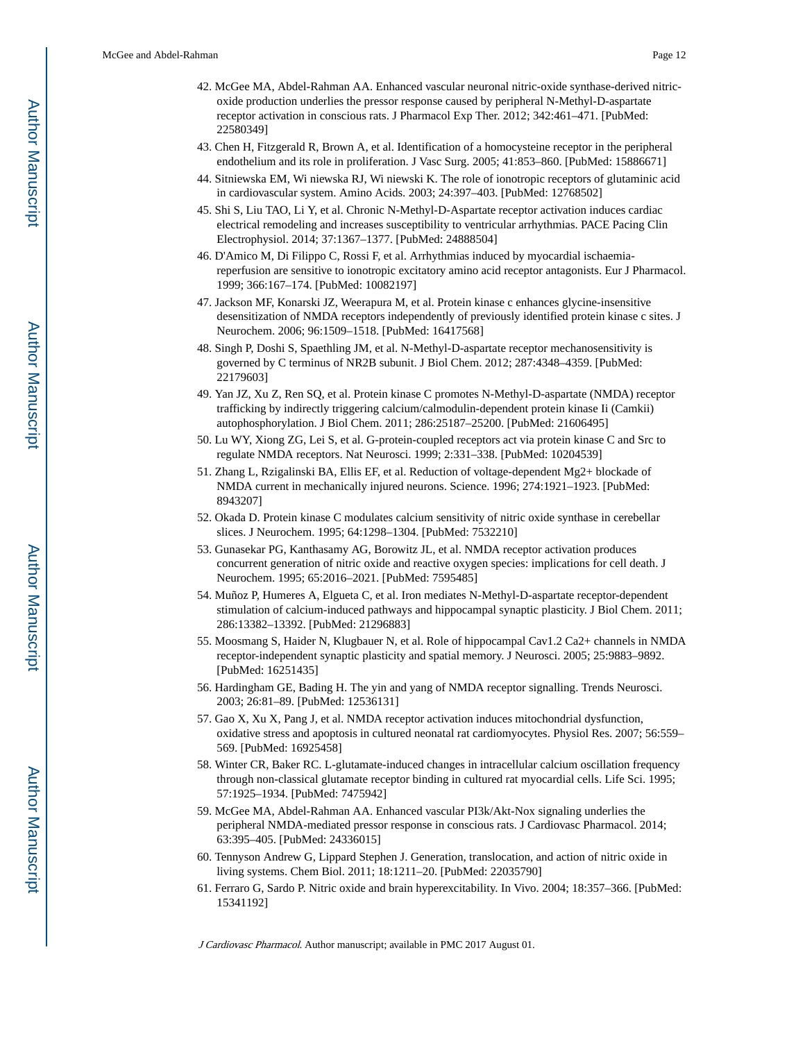42. McGee MA, Abdel-Rahman AA. Enhanced vascular neuronal nitric-oxide synthase-derived nitric-oxide production underlies the pressor response caused by peripheral N-Methyl-D-aspartate receptor activation in conscious rats. J Pharmacol Exp Ther. 2012; 342:461–471. [PubMed: 22580349]
43. Chen H, Fitzgerald R, Brown A, et al. Identification of a homocysteine receptor in the peripheral endothelium and its role in proliferation. J Vasc Surg. 2005; 41:853–860. [PubMed: 15886671]
44. Sitniewska EM, Wi niewska RJ, Wi niewski K. The role of ionotropic receptors of glutaminic acid in cardiovascular system. Amino Acids. 2003; 24:397–403. [PubMed: 12768502]
45. Shi S, Liu TAO, Li Y, et al. Chronic N-Methyl-D-Aspartate receptor activation induces cardiac electrical remodeling and increases susceptibility to ventricular arrhythmias. PACE Pacing Clin Electrophysiol. 2014; 37:1367–1377. [PubMed: 24888504]
46. D'Amico M, Di Filippo C, Rossi F, et al. Arrhythmias induced by myocardial ischaemia-reperfusion are sensitive to ionotropic excitatory amino acid receptor antagonists. Eur J Pharmacol. 1999; 366:167–174. [PubMed: 10082197]
47. Jackson MF, Konarski JZ, Weerapura M, et al. Protein kinase c enhances glycine-insensitive desensitization of NMDA receptors independently of previously identified protein kinase c sites. J Neurochem. 2006; 96:1509–1518. [PubMed: 16417568]
48. Singh P, Doshi S, Spaethling JM, et al. N-Methyl-D-aspartate receptor mechanosensitivity is governed by C terminus of NR2B subunit. J Biol Chem. 2012; 287:4348–4359. [PubMed: 22179603]
49. Yan JZ, Xu Z, Ren SQ, et al. Protein kinase C promotes N-Methyl-D-aspartate (NMDA) receptor trafficking by indirectly triggering calcium/calmodulin-dependent protein kinase Ii (Camkii) autophosphorylation. J Biol Chem. 2011; 286:25187–25200. [PubMed: 21606495]
50. Lu WY, Xiong ZG, Lei S, et al. G-protein-coupled receptors act via protein kinase C and Src to regulate NMDA receptors. Nat Neurosci. 1999; 2:331–338. [PubMed: 10204539]
51. Zhang L, Rzigalinski BA, Ellis EF, et al. Reduction of voltage-dependent Mg2+ blockade of NMDA current in mechanically injured neurons. Science. 1996; 274:1921–1923. [PubMed: 8943207]
52. Okada D. Protein kinase C modulates calcium sensitivity of nitric oxide synthase in cerebellar slices. J Neurochem. 1995; 64:1298–1304. [PubMed: 7532210]
53. Gunasekar PG, Kanthasamy AG, Borowitz JL, et al. NMDA receptor activation produces concurrent generation of nitric oxide and reactive oxygen species: implications for cell death. J Neurochem. 1995; 65:2016–2021. [PubMed: 7595485]
54. Muñoz P, Humeres A, Elgueta C, et al. Iron mediates N-Methyl-D-aspartate receptor-dependent stimulation of calcium-induced pathways and hippocampal synaptic plasticity. J Biol Chem. 2011; 286:13382–13392. [PubMed: 21296883]
55. Moosmang S, Haider N, Klugbauer N, et al. Role of hippocampal Cav1.2 Ca2+ channels in NMDA receptor-independent synaptic plasticity and spatial memory. J Neurosci. 2005; 25:9883–9892. [PubMed: 16251435]
56. Hardingham GE, Bading H. The yin and yang of NMDA receptor signalling. Trends Neurosci. 2003; 26:81–89. [PubMed: 12536131]
57. Gao X, Xu X, Pang J, et al. NMDA receptor activation induces mitochondrial dysfunction, oxidative stress and apoptosis in cultured neonatal rat cardiomyocytes. Physiol Res. 2007; 56:559–569. [PubMed: 16925458]
58. Winter CR, Baker RC. L-glutamate-induced changes in intracellular calcium oscillation frequency through non-classical glutamate receptor binding in cultured rat myocardial cells. Life Sci. 1995; 57:1925–1934. [PubMed: 7475942]
59. McGee MA, Abdel-Rahman AA. Enhanced vascular PI3k/Akt-Nox signaling underlies the peripheral NMDA-mediated pressor response in conscious rats. J Cardiovasc Pharmacol. 2014; 63:395–405. [PubMed: 24336015]
60. Tennyson Andrew G, Lippard Stephen J. Generation, translocation, and action of nitric oxide in living systems. Chem Biol. 2011; 18:1211–20. [PubMed: 22035790]
61. Ferraro G, Sardo P. Nitric oxide and brain hyperexcitability. In Vivo. 2004; 18:357–366. [PubMed: 15341192]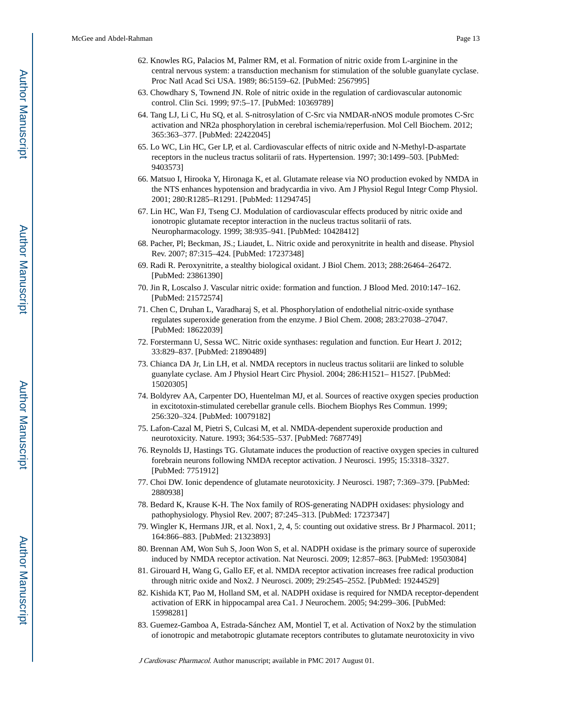62. Knowles RG, Palacios M, Palmer RM, et al. Formation of nitric oxide from L-arginine in the central nervous system: a transduction mechanism for stimulation of the soluble guanylate cyclase. Proc Natl Acad Sci USA. 1989; 86:5159–62. [PubMed: 2567995]
63. Chowdhary S, Townend JN. Role of nitric oxide in the regulation of cardiovascular autonomic control. Clin Sci. 1999; 97:5–17. [PubMed: 10369789]
64. Tang LJ, Li C, Hu SQ, et al. S-nitrosylation of C-Src via NMDAR-nNOS module promotes C-Src activation and NR2a phosphorylation in cerebral ischemia/reperfusion. Mol Cell Biochem. 2012; 365:363–377. [PubMed: 22422045]
65. Lo WC, Lin HC, Ger LP, et al. Cardiovascular effects of nitric oxide and N-Methyl-D-aspartate receptors in the nucleus tractus solitarii of rats. Hypertension. 1997; 30:1499–503. [PubMed: 9403573]
66. Matsuo I, Hirooka Y, Hironaga K, et al. Glutamate release via NO production evoked by NMDA in the NTS enhances hypotension and bradycardia in vivo. Am J Physiol Regul Integr Comp Physiol. 2001; 280:R1285–R1291. [PubMed: 11294745]
67. Lin HC, Wan FJ, Tseng CJ. Modulation of cardiovascular effects produced by nitric oxide and ionotropic glutamate receptor interaction in the nucleus tractus solitarii of rats. Neuropharmacology. 1999; 38:935–941. [PubMed: 10428412]
68. Pacher, Pl; Beckman, JS.; Liaudet, L. Nitric oxide and peroxynitrite in health and disease. Physiol Rev. 2007; 87:315–424. [PubMed: 17237348]
69. Radi R. Peroxynitrite, a stealthy biological oxidant. J Biol Chem. 2013; 288:26464–26472. [PubMed: 23861390]
70. Jin R, Loscalso J. Vascular nitric oxide: formation and function. J Blood Med. 2010:147–162. [PubMed: 21572574]
71. Chen C, Druhan L, Varadharaj S, et al. Phosphorylation of endothelial nitric-oxide synthase regulates superoxide generation from the enzyme. J Biol Chem. 2008; 283:27038–27047. [PubMed: 18622039]
72. Forstermann U, Sessa WC. Nitric oxide synthases: regulation and function. Eur Heart J. 2012; 33:829–837. [PubMed: 21890489]
73. Chianca DA Jr, Lin LH, et al. NMDA receptors in nucleus tractus solitarii are linked to soluble guanylate cyclase. Am J Physiol Heart Circ Physiol. 2004; 286:H1521– H1527. [PubMed: 15020305]
74. Boldyrev AA, Carpenter DO, Huentelman MJ, et al. Sources of reactive oxygen species production in excitotoxin-stimulated cerebellar granule cells. Biochem Biophys Res Commun. 1999; 256:320–324. [PubMed: 10079182]
75. Lafon-Cazal M, Pietri S, Culcasi M, et al. NMDA-dependent superoxide production and neurotoxicity. Nature. 1993; 364:535–537. [PubMed: 7687749]
76. Reynolds IJ, Hastings TG. Glutamate induces the production of reactive oxygen species in cultured forebrain neurons following NMDA receptor activation. J Neurosci. 1995; 15:3318–3327. [PubMed: 7751912]
77. Choi DW. Ionic dependence of glutamate neurotoxicity. J Neurosci. 1987; 7:369–379. [PubMed: 2880938]
78. Bedard K, Krause K-H. The Nox family of ROS-generating NADPH oxidases: physiology and pathophysiology. Physiol Rev. 2007; 87:245–313. [PubMed: 17237347]
79. Wingler K, Hermans JJR, et al. Nox1, 2, 4, 5: counting out oxidative stress. Br J Pharmacol. 2011; 164:866–883. [PubMed: 21323893]
80. Brennan AM, Won Suh S, Joon Won S, et al. NADPH oxidase is the primary source of superoxide induced by NMDA receptor activation. Nat Neurosci. 2009; 12:857–863. [PubMed: 19503084]
81. Girouard H, Wang G, Gallo EF, et al. NMDA receptor activation increases free radical production through nitric oxide and Nox2. J Neurosci. 2009; 29:2545–2552. [PubMed: 19244529]
82. Kishida KT, Pao M, Holland SM, et al. NADPH oxidase is required for NMDA receptor-dependent activation of ERK in hippocampal area Ca1. J Neurochem. 2005; 94:299–306. [PubMed: 15998281]
83. Guemez-Gamboa A, Estrada-Sánchez AM, Montiel T, et al. Activation of Nox2 by the stimulation of ionotropic and metabotropic glutamate receptors contributes to glutamate neurotoxicity in vivo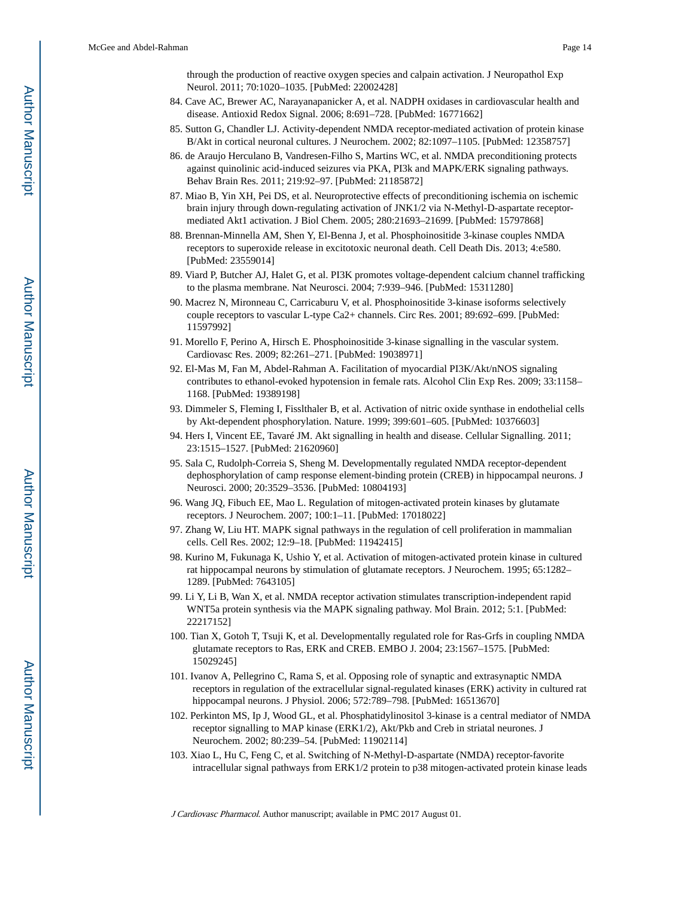through the production of reactive oxygen species and calpain activation. J Neuropathol Exp Neurol. 2011; 70:1020–1035. [PubMed: 22002428]

84. Cave AC, Brewer AC, Narayanapanicker A, et al. NADPH oxidases in cardiovascular health and disease. Antioxid Redox Signal. 2006; 8:691–728. [PubMed: 16771662]
85. Sutton G, Chandler LJ. Activity-dependent NMDA receptor-mediated activation of protein kinase B/Akt in cortical neuronal cultures. J Neurochem. 2002; 82:1097–1105. [PubMed: 12358757]
86. de Araujo Herculano B, Vandresen-Filho S, Martins WC, et al. NMDA preconditioning protects against quinolinic acid-induced seizures via PKA, PI3k and MAPK/ERK signaling pathways. Behav Brain Res. 2011; 219:92–97. [PubMed: 21185872]
87. Miao B, Yin XH, Pei DS, et al. Neuroprotective effects of preconditioning ischemia on ischemic brain injury through down-regulating activation of JNK1/2 via N-Methyl-D-aspartate receptor-mediated Akt1 activation. J Biol Chem. 2005; 280:21693–21699. [PubMed: 15797868]
88. Brennan-Minnella AM, Shen Y, El-Benna J, et al. Phosphoinositide 3-kinase couples NMDA receptors to superoxide release in excitotoxic neuronal death. Cell Death Dis. 2013; 4:e580. [PubMed: 23559014]
89. Viard P, Butcher AJ, Halet G, et al. PI3K promotes voltage-dependent calcium channel trafficking to the plasma membrane. Nat Neurosci. 2004; 7:939–946. [PubMed: 15311280]
90. Macrez N, Mironneau C, Carricaburu V, et al. Phosphoinositide 3-kinase isoforms selectively couple receptors to vascular L-type Ca2+ channels. Circ Res. 2001; 89:692–699. [PubMed: 11597992]
91. Morello F, Perino A, Hirsch E. Phosphoinositide 3-kinase signalling in the vascular system. Cardiovasc Res. 2009; 82:261–271. [PubMed: 19038971]
92. El-Mas M, Fan M, Abdel-Rahman A. Facilitation of myocardial PI3K/Akt/nNOS signaling contributes to ethanol-evoked hypotension in female rats. Alcohol Clin Exp Res. 2009; 33:1158–1168. [PubMed: 19389198]
93. Dimmeler S, Fleming I, Fisslthaler B, et al. Activation of nitric oxide synthase in endothelial cells by Akt-dependent phosphorylation. Nature. 1999; 399:601–605. [PubMed: 10376603]
94. Hers I, Vincent EE, Tavaré JM. Akt signalling in health and disease. Cellular Signalling. 2011; 23:1515–1527. [PubMed: 21620960]
95. Sala C, Rudolph-Correia S, Sheng M. Developmentally regulated NMDA receptor-dependent dephosphorylation of camp response element-binding protein (CREB) in hippocampal neurons. J Neurosci. 2000; 20:3529–3536. [PubMed: 10804193]
96. Wang JQ, Fibuch EE, Mao L. Regulation of mitogen-activated protein kinases by glutamate receptors. J Neurochem. 2007; 100:1–11. [PubMed: 17018022]
97. Zhang W, Liu HT. MAPK signal pathways in the regulation of cell proliferation in mammalian cells. Cell Res. 2002; 12:9–18. [PubMed: 11942415]
98. Kurino M, Fukunaga K, Ushio Y, et al. Activation of mitogen-activated protein kinase in cultured rat hippocampal neurons by stimulation of glutamate receptors. J Neurochem. 1995; 65:1282–1289. [PubMed: 7643105]
99. Li Y, Li B, Wan X, et al. NMDA receptor activation stimulates transcription-independent rapid WNT5a protein synthesis via the MAPK signaling pathway. Mol Brain. 2012; 5:1. [PubMed: 22217152]
100. Tian X, Gotoh T, Tsuji K, et al. Developmentally regulated role for Ras-Grfs in coupling NMDA glutamate receptors to Ras, ERK and CREB. EMBO J. 2004; 23:1567–1575. [PubMed: 15029245]
101. Ivanov A, Pellegrino C, Rama S, et al. Opposing role of synaptic and extrasynaptic NMDA receptors in regulation of the extracellular signal-regulated kinases (ERK) activity in cultured rat hippocampal neurons. J Physiol. 2006; 572:789–798. [PubMed: 16513670]
102. Perkinton MS, Ip J, Wood GL, et al. Phosphatidylinositol 3-kinase is a central mediator of NMDA receptor signalling to MAP kinase (ERK1/2), Akt/Pkb and Creb in striatal neurones. J Neurochem. 2002; 80:239–54. [PubMed: 11902114]
103. Xiao L, Hu C, Feng C, et al. Switching of N-Methyl-D-aspartate (NMDA) receptor-favorite intracellular signal pathways from ERK1/2 protein to p38 mitogen-activated protein kinase leads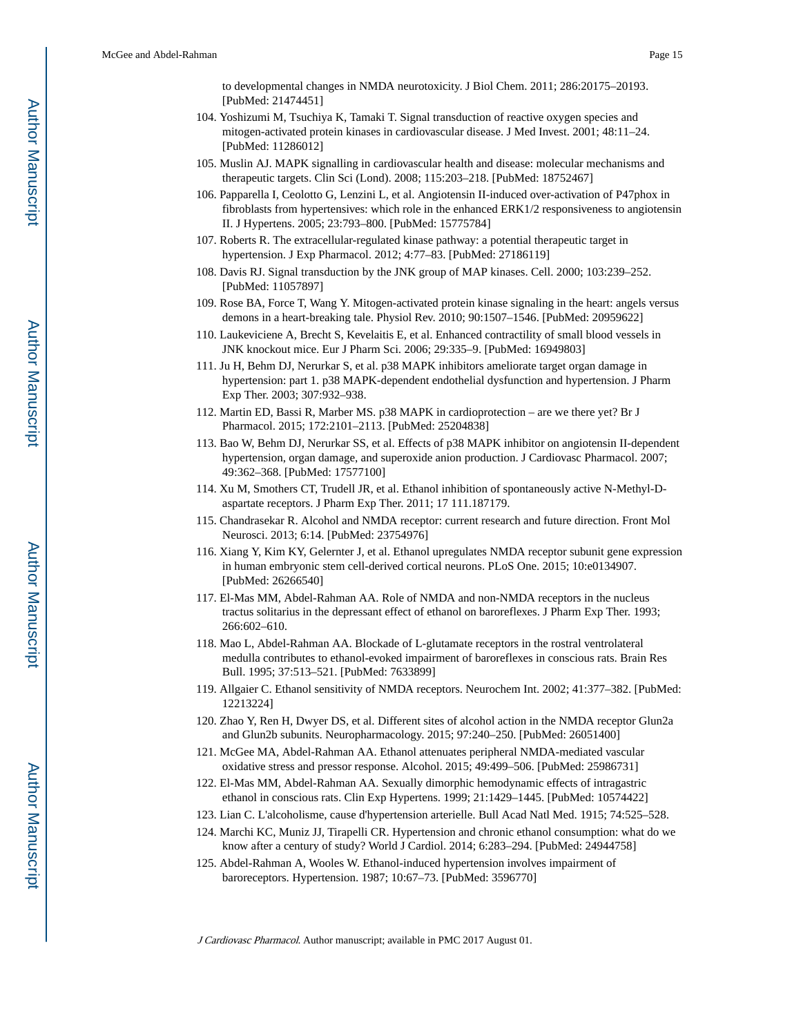to developmental changes in NMDA neurotoxicity. J Biol Chem. 2011; 286:20175–20193. [PubMed: 21474451]

104. Yoshizumi M, Tsuchiya K, Tamaki T. Signal transduction of reactive oxygen species and mitogen-activated protein kinases in cardiovascular disease. J Med Invest. 2001; 48:11–24. [PubMed: 11286012]
105. Muslin AJ. MAPK signalling in cardiovascular health and disease: molecular mechanisms and therapeutic targets. Clin Sci (Lond). 2008; 115:203–218. [PubMed: 18752467]
106. Papparella I, Ceolotto G, Lenzini L, et al. Angiotensin II-induced over-activation of P47phox in fibroblasts from hypertensives: which role in the enhanced ERK1/2 responsiveness to angiotensin II. J Hypertens. 2005; 23:793–800. [PubMed: 15775784]
107. Roberts R. The extracellular-regulated kinase pathway: a potential therapeutic target in hypertension. J Exp Pharmacol. 2012; 4:77–83. [PubMed: 27186119]
108. Davis RJ. Signal transduction by the JNK group of MAP kinases. Cell. 2000; 103:239–252. [PubMed: 11057897]
109. Rose BA, Force T, Wang Y. Mitogen-activated protein kinase signaling in the heart: angels versus demons in a heart-breaking tale. Physiol Rev. 2010; 90:1507–1546. [PubMed: 20959622]
110. Laukeviciene A, Brecht S, Kevelaitis E, et al. Enhanced contractility of small blood vessels in JNK knockout mice. Eur J Pharm Sci. 2006; 29:335–9. [PubMed: 16949803]
111. Ju H, Behm DJ, Nerurkar S, et al. p38 MAPK inhibitors ameliorate target organ damage in hypertension: part 1. p38 MAPK-dependent endothelial dysfunction and hypertension. J Pharm Exp Ther. 2003; 307:932–938.
112. Martin ED, Bassi R, Marber MS. p38 MAPK in cardioprotection – are we there yet? Br J Pharmacol. 2015; 172:2101–2113. [PubMed: 25204838]
113. Bao W, Behm DJ, Nerurkar SS, et al. Effects of p38 MAPK inhibitor on angiotensin II-dependent hypertension, organ damage, and superoxide anion production. J Cardiovasc Pharmacol. 2007; 49:362–368. [PubMed: 17577100]
114. Xu M, Smothers CT, Trudell JR, et al. Ethanol inhibition of spontaneously active N-Methyl-D-aspartate receptors. J Pharm Exp Ther. 2011; 17 111.187179.
115. Chandrasekar R. Alcohol and NMDA receptor: current research and future direction. Front Mol Neurosci. 2013; 6:14. [PubMed: 23754976]
116. Xiang Y, Kim KY, Gelernter J, et al. Ethanol upregulates NMDA receptor subunit gene expression in human embryonic stem cell-derived cortical neurons. PLoS One. 2015; 10:e0134907. [PubMed: 26266540]
117. El-Mas MM, Abdel-Rahman AA. Role of NMDA and non-NMDA receptors in the nucleus tractus solitarius in the depressant effect of ethanol on baroreflexes. J Pharm Exp Ther. 1993; 266:602–610.
118. Mao L, Abdel-Rahman AA. Blockade of L-glutamate receptors in the rostral ventrolateral medulla contributes to ethanol-evoked impairment of baroreflexes in conscious rats. Brain Res Bull. 1995; 37:513–521. [PubMed: 7633899]
119. Allgaier C. Ethanol sensitivity of NMDA receptors. Neurochem Int. 2002; 41:377–382. [PubMed: 12213224]
120. Zhao Y, Ren H, Dwyer DS, et al. Different sites of alcohol action in the NMDA receptor Glun2a and Glun2b subunits. Neuropharmacology. 2015; 97:240–250. [PubMed: 26051400]
121. McGee MA, Abdel-Rahman AA. Ethanol attenuates peripheral NMDA-mediated vascular oxidative stress and pressor response. Alcohol. 2015; 49:499–506. [PubMed: 25986731]
122. El-Mas MM, Abdel-Rahman AA. Sexually dimorphic hemodynamic effects of intragastric ethanol in conscious rats. Clin Exp Hypertens. 1999; 21:1429–1445. [PubMed: 10574422]
123. Lian C. L'alcoholisme, cause d'hypertension arterielle. Bull Acad Natl Med. 1915; 74:525–528.
124. Marchi KC, Muniz JJ, Tirapelli CR. Hypertension and chronic ethanol consumption: what do we know after a century of study? World J Cardiol. 2014; 6:283–294. [PubMed: 24944758]
125. Abdel-Rahman A, Wooles W. Ethanol-induced hypertension involves impairment of baroreceptors. Hypertension. 1987; 10:67–73. [PubMed: 3596770]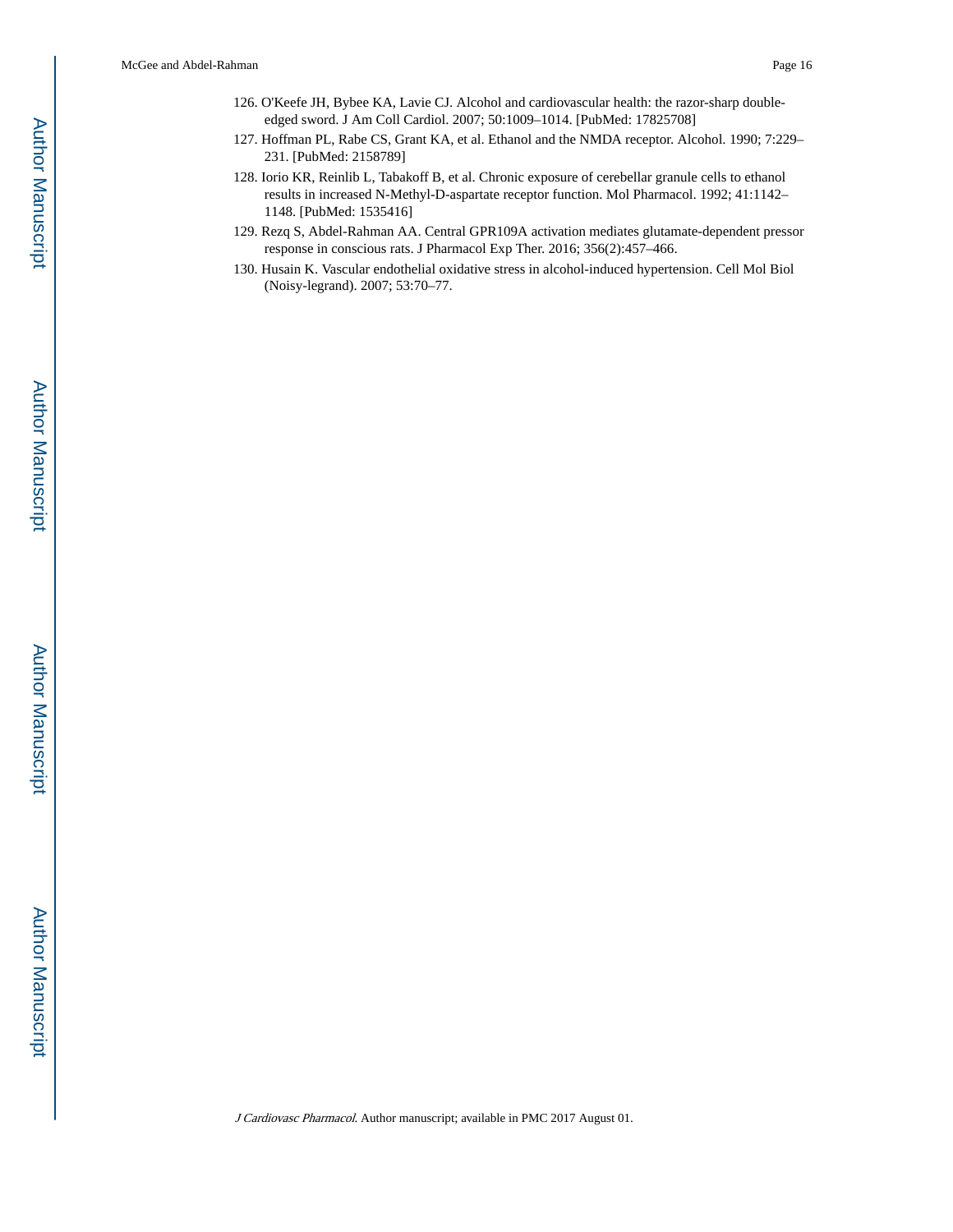126. O'Keefe JH, Bybee KA, Lavie CJ. Alcohol and cardiovascular health: the razor-sharp double-edged sword. J Am Coll Cardiol. 2007; 50:1009–1014. [PubMed: 17825708]
127. Hoffman PL, Rabe CS, Grant KA, et al. Ethanol and the NMDA receptor. Alcohol. 1990; 7:229–231. [PubMed: 2158789]
128. Iorio KR, Reinlib L, Tabakoff B, et al. Chronic exposure of cerebellar granule cells to ethanol results in increased N-Methyl-D-aspartate receptor function. Mol Pharmacol. 1992; 41:1142–1148. [PubMed: 1535416]
129. Rezq S, Abdel-Rahman AA. Central GPR109A activation mediates glutamate-dependent pressor response in conscious rats. J Pharmacol Exp Ther. 2016; 356(2):457–466.
130. Husain K. Vascular endothelial oxidative stress in alcohol-induced hypertension. Cell Mol Biol (Noisy-legrand). 2007; 53:70–77.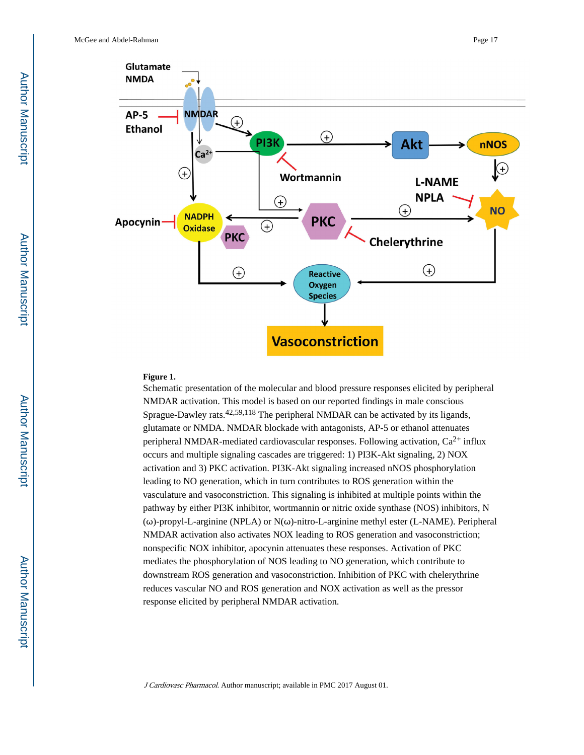Glutamate
NMDA
AP-5
Ethanol
NMDAR
$Ca^{2+}$
PI3K
Wortmannin
Akt
nNOS
L-NAME
NPLA
NO
Apocynin
NADPH Oxidase
PKC
PKC
Chelerythrine
Reactive Oxygen Species
Vasoconstriction

**Figure 1.**

Schematic presentation of the molecular and blood pressure responses elicited by peripheral NMDAR activation. This model is based on our reported findings in male conscious Sprague-Dawley rats.[42,59,118] The peripheral NMDAR can be activated by its ligands, glutamate or NMDA. NMDAR blockade with antagonists, AP-5 or ethanol attenuates peripheral NMDAR-mediated cardiovascular responses. Following activation, $Ca^{2+}$ influx occurs and multiple signaling cascades are triggered: 1) PI3K-Akt signaling, 2) NOX activation and 3) PKC activation. PI3K-Akt signaling increased nNOS phosphorylation leading to NO generation, which in turn contributes to ROS generation within the vasculature and vasoconstriction. This signaling is inhibited at multiple points within the pathway by either PI3K inhibitor, wortmannin or nitric oxide synthase (NOS) inhibitors, N(ω)-propyl-L-arginine (NPLA) or N(ω)-nitro-L-arginine methyl ester (L-NAME). Peripheral NMDAR activation also activates NOX leading to ROS generation and vasoconstriction; nonspecific NOX inhibitor, apocynin attenuates these responses. Activation of PKC mediates the phosphorylation of NOS leading to NO generation, which contribute to downstream ROS generation and vasoconstriction. Inhibition of PKC with chelerythrine reduces vascular NO and ROS generation and NOX activation as well as the pressor response elicited by peripheral NMDAR activation.